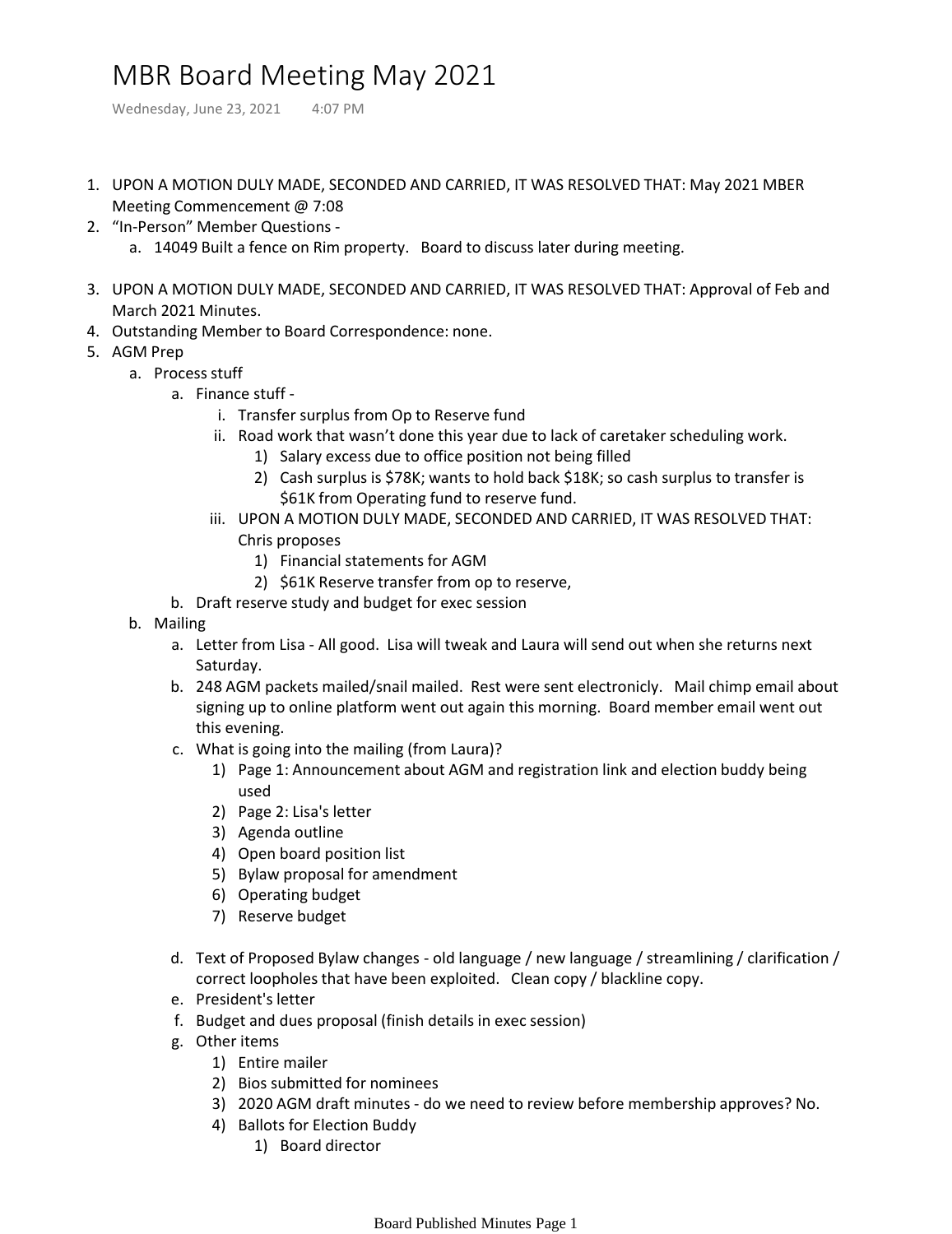# MBR Board Meeting May 2021

Wednesday, June 23, 2021 4:07 PM

1. UPON A MOTION DULY MADE, SECONDED AND CARRIED, IT WAS RESOLVED THAT: May 2021 MBER Meeting Commencement @ 7:08
2. "In-Person" Member Questions -
    a. 14049 Built a fence on Rim property. Board to discuss later during meeting.
3. UPON A MOTION DULY MADE, SECONDED AND CARRIED, IT WAS RESOLVED THAT: Approval of Feb and March 2021 Minutes.
4. Outstanding Member to Board Correspondence: none.
5. AGM Prep
    a. Process stuff
        a. Finance stuff -
            i. Transfer surplus from Op to Reserve fund
            ii. Road work that wasn't done this year due to lack of caretaker scheduling work.
                1) Salary excess due to office position not being filled
                2) Cash surplus is $78K; wants to hold back $18K; so cash surplus to transfer is $61K from Operating fund to reserve fund.
            iii. UPON A MOTION DULY MADE, SECONDED AND CARRIED, IT WAS RESOLVED THAT: Chris proposes
                1) Financial statements for AGM
                2) $61K Reserve transfer from op to reserve,
        b. Draft reserve study and budget for exec session
    b. Mailing
        a. Letter from Lisa - All good. Lisa will tweak and Laura will send out when she returns next Saturday.
        b. 248 AGM packets mailed/snail mailed. Rest were sent electronicly. Mail chimp email about signing up to online platform went out again this morning. Board member email went out this evening.
        c. What is going into the mailing (from Laura)?
            1) Page 1: Announcement about AGM and registration link and election buddy being used
            2) Page 2: Lisa's letter
            3) Agenda outline
            4) Open board position list
            5) Bylaw proposal for amendment
            6) Operating budget
            7) Reserve budget
        d. Text of Proposed Bylaw changes - old language / new language / streamlining / clarification / correct loopholes that have been exploited. Clean copy / blackline copy.
        e. President's letter
        f. Budget and dues proposal (finish details in exec session)
        g. Other items
            1) Entire mailer
            2) Bios submitted for nominees
            3) 2020 AGM draft minutes - do we need to review before membership approves? No.
            4) Ballots for Election Buddy
                1) Board director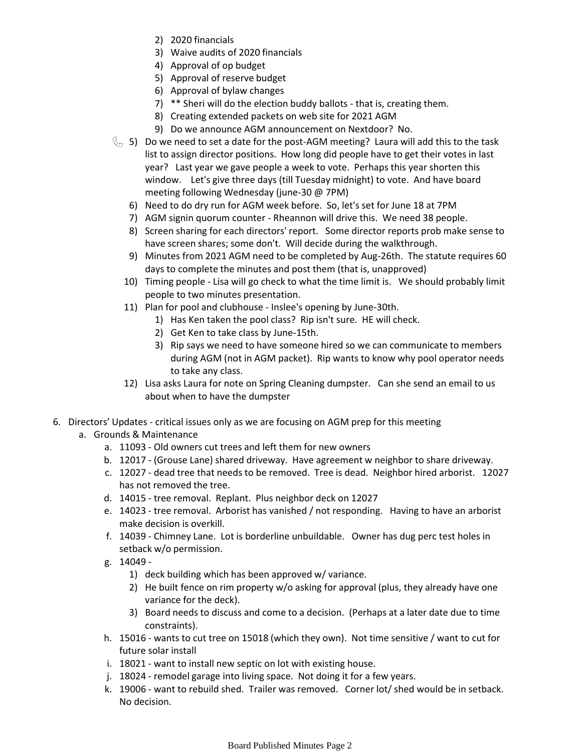2) 2020 financials
   3) Waive audits of 2020 financials
   4) Approval of op budget
   5) Approval of reserve budget
   6) Approval of bylaw changes
   7) ** Sheri will do the election buddy ballots - that is, creating them.
   8) Creating extended packets on web site for 2021 AGM
   9) Do we announce AGM announcement on Nextdoor? No.

5) Do we need to set a date for the post-AGM meeting? Laura will add this to the task list to assign director positions. How long did people have to get their votes in last year? Last year we gave people a week to vote. Perhaps this year shorten this window. Let's give three days (till Tuesday midnight) to vote. And have board meeting following Wednesday (june-30 @ 7PM)
6) Need to do dry run for AGM week before. So, let's set for June 18 at 7PM
7) AGM signin quorum counter - Rheannon will drive this. We need 38 people.
8) Screen sharing for each directors' report. Some director reports prob make sense to have screen shares; some don't. Will decide during the walkthrough.
9) Minutes from 2021 AGM need to be completed by Aug-26th. The statute requires 60 days to complete the minutes and post them (that is, unapproved)
10) Timing people - Lisa will go check to what the time limit is. We should probably limit people to two minutes presentation.
11) Plan for pool and clubhouse - Inslee's opening by June-30th.
    1) Has Ken taken the pool class? Rip isn't sure. HE will check.
    2) Get Ken to take class by June-15th.
    3) Rip says we need to have someone hired so we can communicate to members during AGM (not in AGM packet). Rip wants to know why pool operator needs to take any class.
12) Lisa asks Laura for note on Spring Cleaning dumpster. Can she send an email to us about when to have the dumpster

6. Directors' Updates - critical issues only as we are focusing on AGM prep for this meeting
   a. Grounds & Maintenance
      a. 11093 - Old owners cut trees and left them for new owners
      b. 12017 - (Grouse Lane) shared driveway. Have agreement w neighbor to share driveway.
      c. 12027 - dead tree that needs to be removed. Tree is dead. Neighbor hired arborist. 12027 has not removed the tree.
      d. 14015 - tree removal. Replant. Plus neighbor deck on 12027
      e. 14023 - tree removal. Arborist has vanished / not responding. Having to have an arborist make decision is overkill.
      f. 14039 - Chimney Lane. Lot is borderline unbuildable. Owner has dug perc test holes in setback w/o permission.
      g. 14049 -
         1) deck building which has been approved w/ variance.
         2) He built fence on rim property w/o asking for approval (plus, they already have one variance for the deck).
         3) Board needs to discuss and come to a decision. (Perhaps at a later date due to time constraints).
      h. 15016 - wants to cut tree on 15018 (which they own). Not time sensitive / want to cut for future solar install
      i. 18021 - want to install new septic on lot with existing house.
      j. 18024 - remodel garage into living space. Not doing it for a few years.
      k. 19006 - want to rebuild shed. Trailer was removed. Corner lot/ shed would be in setback. No decision.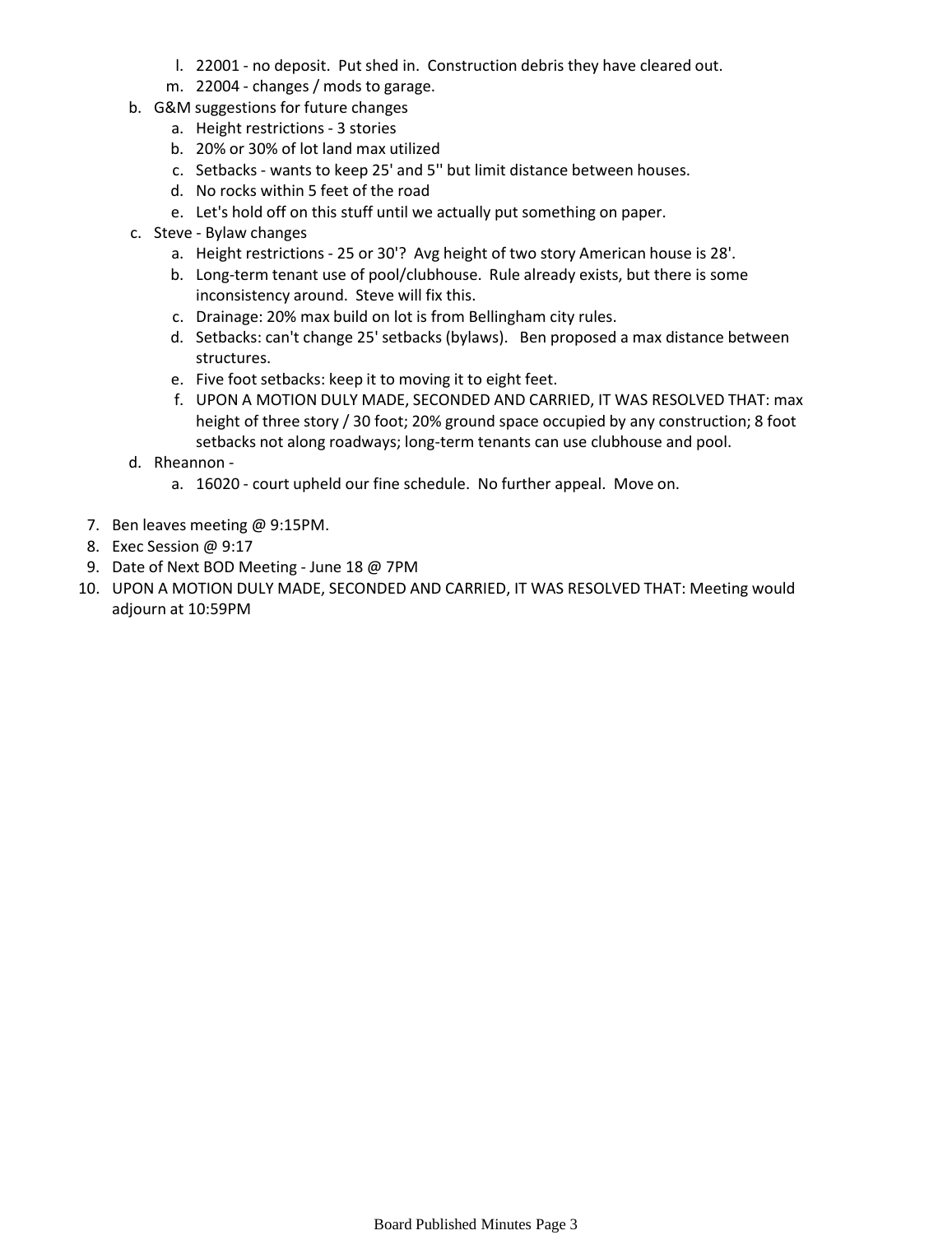l. 22001 - no deposit.  Put shed in.  Construction debris they have cleared out.
    m. 22004 - changes / mods to garage.
  b. G&M suggestions for future changes
    a. Height restrictions - 3 stories
    b. 20% or 30% of lot land max utilized
    c. Setbacks - wants to keep 25' and 5'' but limit distance between houses.
    d. No rocks within 5 feet of the road
    e. Let's hold off on this stuff until we actually put something on paper.
  c. Steve - Bylaw changes
    a. Height restrictions - 25 or 30'?  Avg height of two story American house is 28'.
    b. Long-term tenant use of pool/clubhouse.  Rule already exists, but there is some inconsistency around.  Steve will fix this.
    c. Drainage: 20% max build on lot is from Bellingham city rules.
    d. Setbacks: can't change 25' setbacks (bylaws).   Ben proposed a max distance between structures.
    e. Five foot setbacks: keep it to moving it to eight feet.
    f. UPON A MOTION DULY MADE, SECONDED AND CARRIED, IT WAS RESOLVED THAT: max height of three story / 30 foot; 20% ground space occupied by any construction; 8 foot setbacks not along roadways; long-term tenants can use clubhouse and pool.
  d. Rheannon -
    a. 16020 - court upheld our fine schedule.  No further appeal.  Move on.

7. Ben leaves meeting @ 9:15PM.
8. Exec Session @ 9:17
9. Date of Next BOD Meeting - June 18 @ 7PM
10. UPON A MOTION DULY MADE, SECONDED AND CARRIED, IT WAS RESOLVED THAT: Meeting would adjourn at 10:59PM